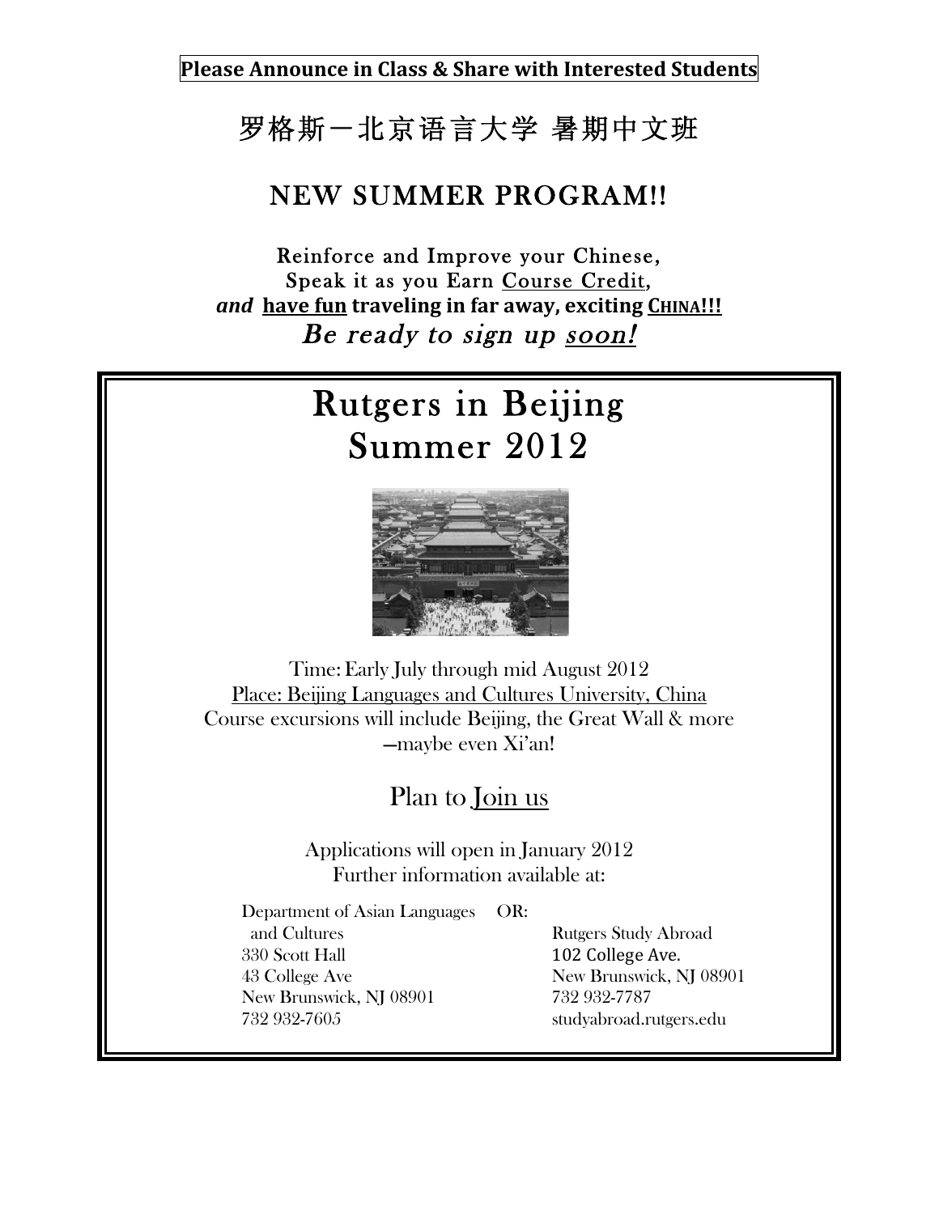**Please Announce in Class & Share with Interested Students**

# 罗格斯－北京语言大学 暑期中文班

## NEW SUMMER PROGRAM!!

**Reinforce and Improve your Chinese,**
**Speak it as you Earn Course Credit,**
***and* have fun traveling in far away, exciting CHINA!!!**
*Be ready to sign up soon!*

# Rutgers in Beijing
# Summer 2012

Time: Early July through mid August 2012
Place: Beijing Languages and Cultures University, China
Course excursions will include Beijing, the Great Wall & more
—maybe even Xi'an!

## Plan to Join us

Applications will open in January 2012
Further information available at:

Department of Asian Languages and Cultures
330 Scott Hall
43 College Ave
New Brunswick, NJ 08901
732 932-7605

OR:

Rutgers Study Abroad
102 College Ave.
New Brunswick, NJ 08901
732 932-7787
studyabroad.rutgers.edu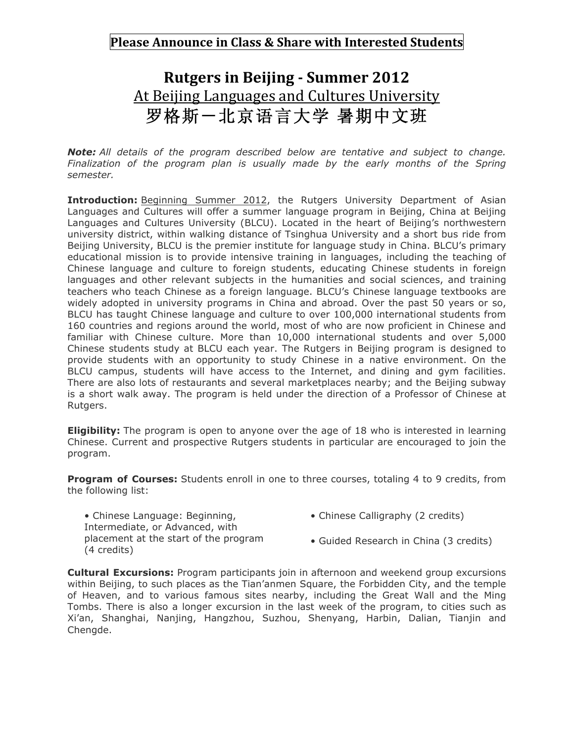**Please Announce in Class & Share with Interested Students**

# Rutgers in Beijing - Summer 2012

## At Beijing Languages and Cultures University

## 罗格斯－北京语言大学 暑期中文班

***Note:*** *All details of the program described below are tentative and subject to change. Finalization of the program plan is usually made by the early months of the Spring semester.*

**Introduction:** Beginning Summer 2012, the Rutgers University Department of Asian Languages and Cultures will offer a summer language program in Beijing, China at Beijing Languages and Cultures University (BLCU). Located in the heart of Beijing's northwestern university district, within walking distance of Tsinghua University and a short bus ride from Beijing University, BLCU is the premier institute for language study in China. BLCU's primary educational mission is to provide intensive training in languages, including the teaching of Chinese language and culture to foreign students, educating Chinese students in foreign languages and other relevant subjects in the humanities and social sciences, and training teachers who teach Chinese as a foreign language. BLCU's Chinese language textbooks are widely adopted in university programs in China and abroad. Over the past 50 years or so, BLCU has taught Chinese language and culture to over 100,000 international students from 160 countries and regions around the world, most of who are now proficient in Chinese and familiar with Chinese culture. More than 10,000 international students and over 5,000 Chinese students study at BLCU each year. The Rutgers in Beijing program is designed to provide students with an opportunity to study Chinese in a native environment. On the BLCU campus, students will have access to the Internet, and dining and gym facilities. There are also lots of restaurants and several marketplaces nearby; and the Beijing subway is a short walk away. The program is held under the direction of a Professor of Chinese at Rutgers.

**Eligibility:** The program is open to anyone over the age of 18 who is interested in learning Chinese. Current and prospective Rutgers students in particular are encouraged to join the program.

**Program of Courses:** Students enroll in one to three courses, totaling 4 to 9 credits, from the following list:

- Chinese Language: Beginning, Intermediate, or Advanced, with placement at the start of the program (4 credits)
- Chinese Calligraphy (2 credits)
- Guided Research in China (3 credits)

**Cultural Excursions:** Program participants join in afternoon and weekend group excursions within Beijing, to such places as the Tian'anmen Square, the Forbidden City, and the temple of Heaven, and to various famous sites nearby, including the Great Wall and the Ming Tombs. There is also a longer excursion in the last week of the program, to cities such as Xi'an, Shanghai, Nanjing, Hangzhou, Suzhou, Shenyang, Harbin, Dalian, Tianjin and Chengde.